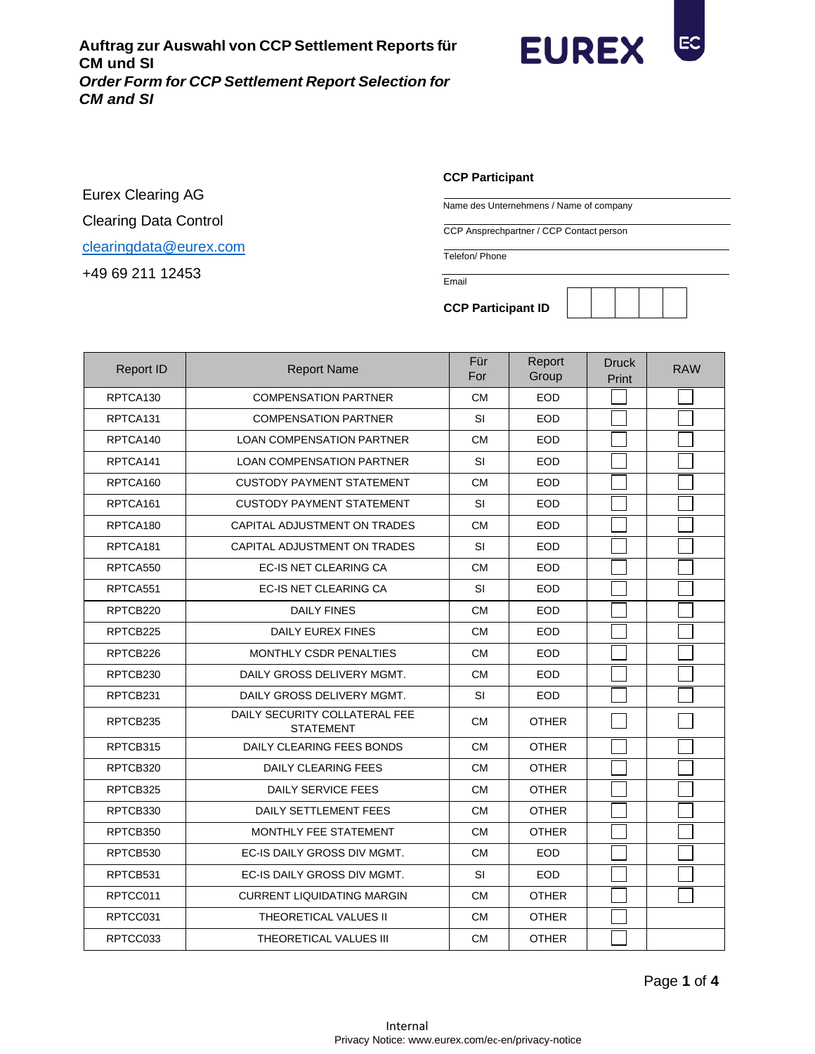# Auftrag zur Auswahl von CCP Settlement Reports für CM und SI

# *Order Form for CCP Settlement Report Selection for CM and SI*

EUREX

Eurex Clearing AG

Clearing Data Control

clearingdata@eurex.com

+49 69 211 12453

**CCP Participant**

Name des Unternehmens / Name of company

CCP Ansprechpartner / CCP Contact person

Telefon/ Phone

Email

**CCP Participant ID** ☐☐☐☐☐

| Report ID | Report Name | Für For | Report Group | Druck Print | RAW |
|---|---|---|---|---|---|
| RPTCA130 | COMPENSATION PARTNER | CM | EOD | ☐ | ☐ |
| RPTCA131 | COMPENSATION PARTNER | SI | EOD | ☐ | ☐ |
| RPTCA140 | LOAN COMPENSATION PARTNER | CM | EOD | ☐ | ☐ |
| RPTCA141 | LOAN COMPENSATION PARTNER | SI | EOD | ☐ | ☐ |
| RPTCA160 | CUSTODY PAYMENT STATEMENT | CM | EOD | ☐ | ☐ |
| RPTCA161 | CUSTODY PAYMENT STATEMENT | SI | EOD | ☐ | ☐ |
| RPTCA180 | CAPITAL ADJUSTMENT ON TRADES | CM | EOD | ☐ | ☐ |
| RPTCA181 | CAPITAL ADJUSTMENT ON TRADES | SI | EOD | ☐ | ☐ |
| RPTCA550 | EC-IS NET CLEARING CA | CM | EOD | ☐ | ☐ |
| RPTCA551 | EC-IS NET CLEARING CA | SI | EOD | ☐ | ☐ |
| RPTCB220 | DAILY FINES | CM | EOD | ☐ | ☐ |
| RPTCB225 | DAILY EUREX FINES | CM | EOD | ☐ | ☐ |
| RPTCB226 | MONTHLY CSDR PENALTIES | CM | EOD | ☐ | ☐ |
| RPTCB230 | DAILY GROSS DELIVERY MGMT. | CM | EOD | ☐ | ☐ |
| RPTCB231 | DAILY GROSS DELIVERY MGMT. | SI | EOD | ☐ | ☐ |
| RPTCB235 | DAILY SECURITY COLLATERAL FEE STATEMENT | CM | OTHER | ☐ | ☐ |
| RPTCB315 | DAILY CLEARING FEES BONDS | CM | OTHER | ☐ | ☐ |
| RPTCB320 | DAILY CLEARING FEES | CM | OTHER | ☐ | ☐ |
| RPTCB325 | DAILY SERVICE FEES | CM | OTHER | ☐ | ☐ |
| RPTCB330 | DAILY SETTLEMENT FEES | CM | OTHER | ☐ | ☐ |
| RPTCB350 | MONTHLY FEE STATEMENT | CM | OTHER | ☐ | ☐ |
| RPTCB530 | EC-IS DAILY GROSS DIV MGMT. | CM | EOD | ☐ | ☐ |
| RPTCB531 | EC-IS DAILY GROSS DIV MGMT. | SI | EOD | ☐ | ☐ |
| RPTCC011 | CURRENT LIQUIDATING MARGIN | CM | OTHER | ☐ | ☐ |
| RPTCC031 | THEORETICAL VALUES II | CM | OTHER | ☐ | |
| RPTCC033 | THEORETICAL VALUES III | CM | OTHER | ☐ | |

Internal

Privacy Notice: www.eurex.com/ec-en/privacy-notice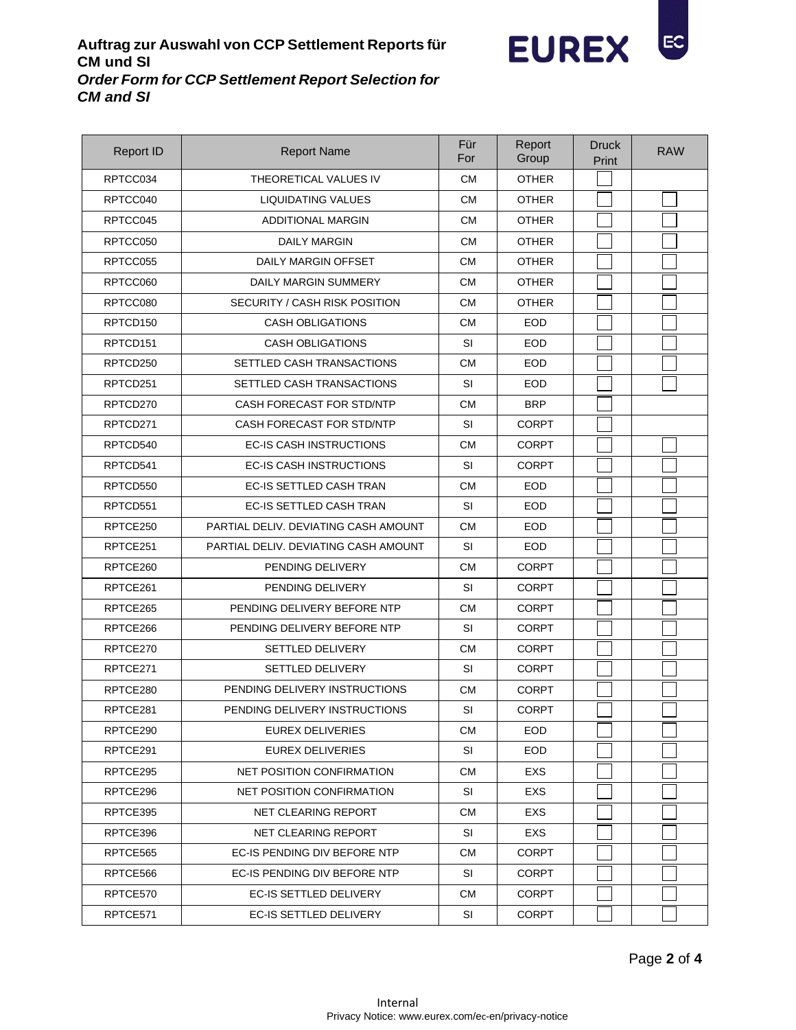**Auftrag zur Auswahl von CCP Settlement Reports für CM und SI**
***Order Form for CCP Settlement Report Selection for CM and SI***

| Report ID | Report Name | Für For | Report Group | Druck Print | RAW |
|---|---|---|---|---|---|
| RPTCC034 | THEORETICAL VALUES IV | CM | OTHER | ☐ | |
| RPTCC040 | LIQUIDATING VALUES | CM | OTHER | ☐ | ☐ |
| RPTCC045 | ADDITIONAL MARGIN | CM | OTHER | ☐ | ☐ |
| RPTCC050 | DAILY MARGIN | CM | OTHER | ☐ | ☐ |
| RPTCC055 | DAILY MARGIN OFFSET | CM | OTHER | ☐ | ☐ |
| RPTCC060 | DAILY MARGIN SUMMERY | CM | OTHER | ☐ | ☐ |
| RPTCC080 | SECURITY / CASH RISK POSITION | CM | OTHER | ☐ | ☐ |
| RPTCD150 | CASH OBLIGATIONS | CM | EOD | ☐ | ☐ |
| RPTCD151 | CASH OBLIGATIONS | SI | EOD | ☐ | ☐ |
| RPTCD250 | SETTLED CASH TRANSACTIONS | CM | EOD | ☐ | ☐ |
| RPTCD251 | SETTLED CASH TRANSACTIONS | SI | EOD | ☐ | ☐ |
| RPTCD270 | CASH FORECAST FOR STD/NTP | CM | BRP | ☐ | |
| RPTCD271 | CASH FORECAST FOR STD/NTP | SI | CORPT | ☐ | |
| RPTCD540 | EC-IS CASH INSTRUCTIONS | CM | CORPT | ☐ | ☐ |
| RPTCD541 | EC-IS CASH INSTRUCTIONS | SI | CORPT | ☐ | ☐ |
| RPTCD550 | EC-IS SETTLED CASH TRAN | CM | EOD | ☐ | ☐ |
| RPTCD551 | EC-IS SETTLED CASH TRAN | SI | EOD | ☐ | ☐ |
| RPTCE250 | PARTIAL DELIV. DEVIATING CASH AMOUNT | CM | EOD | ☐ | ☐ |
| RPTCE251 | PARTIAL DELIV. DEVIATING CASH AMOUNT | SI | EOD | ☐ | ☐ |
| RPTCE260 | PENDING DELIVERY | CM | CORPT | ☐ | ☐ |
| RPTCE261 | PENDING DELIVERY | SI | CORPT | ☐ | ☐ |
| RPTCE265 | PENDING DELIVERY BEFORE NTP | CM | CORPT | ☐ | ☐ |
| RPTCE266 | PENDING DELIVERY BEFORE NTP | SI | CORPT | ☐ | ☐ |
| RPTCE270 | SETTLED DELIVERY | CM | CORPT | ☐ | ☐ |
| RPTCE271 | SETTLED DELIVERY | SI | CORPT | ☐ | ☐ |
| RPTCE280 | PENDING DELIVERY INSTRUCTIONS | CM | CORPT | ☐ | ☐ |
| RPTCE281 | PENDING DELIVERY INSTRUCTIONS | SI | CORPT | ☐ | ☐ |
| RPTCE290 | EUREX DELIVERIES | CM | EOD | ☐ | ☐ |
| RPTCE291 | EUREX DELIVERIES | SI | EOD | ☐ | ☐ |
| RPTCE295 | NET POSITION CONFIRMATION | CM | EXS | ☐ | ☐ |
| RPTCE296 | NET POSITION CONFIRMATION | SI | EXS | ☐ | ☐ |
| RPTCE395 | NET CLEARING REPORT | CM | EXS | ☐ | ☐ |
| RPTCE396 | NET CLEARING REPORT | SI | EXS | ☐ | ☐ |
| RPTCE565 | EC-IS PENDING DIV BEFORE NTP | CM | CORPT | ☐ | ☐ |
| RPTCE566 | EC-IS PENDING DIV BEFORE NTP | SI | CORPT | ☐ | ☐ |
| RPTCE570 | EC-IS SETTLED DELIVERY | CM | CORPT | ☐ | ☐ |
| RPTCE571 | EC-IS SETTLED DELIVERY | SI | CORPT | ☐ | ☐ |

Internal
Privacy Notice: www.eurex.com/ec-en/privacy-notice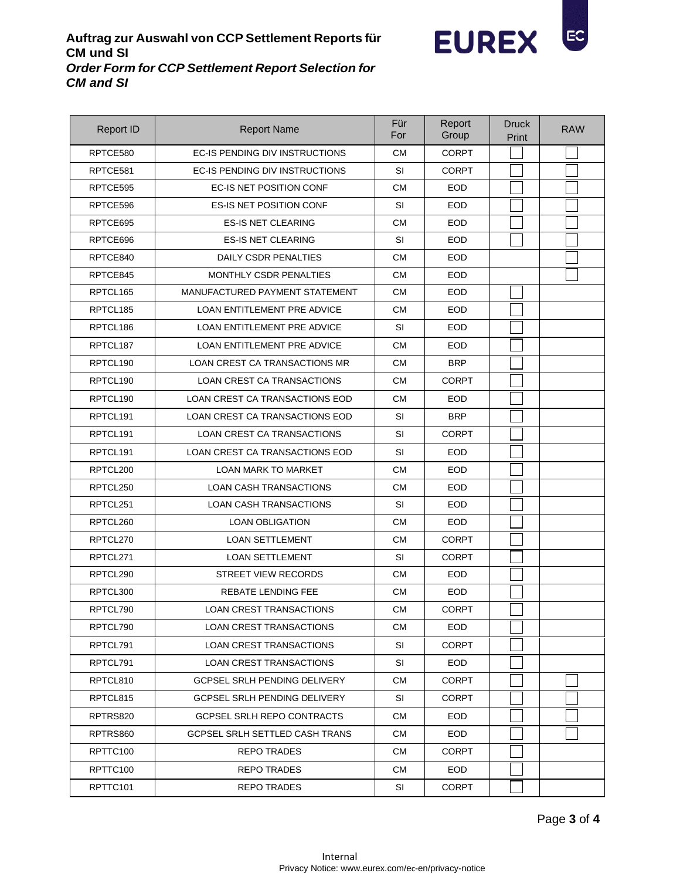**Auftrag zur Auswahl von CCP Settlement Reports für CM und SI**
***Order Form for CCP Settlement Report Selection for CM and SI***

| Report ID | Report Name | Für For | Report Group | Druck Print | RAW |
|---|---|---|---|---|---|
| RPTCE580 | EC-IS PENDING DIV INSTRUCTIONS | CM | CORPT | ☐ | ☐ |
| RPTCE581 | EC-IS PENDING DIV INSTRUCTIONS | SI | CORPT | ☐ | ☐ |
| RPTCE595 | EC-IS NET POSITION CONF | CM | EOD | ☐ | ☐ |
| RPTCE596 | ES-IS NET POSITION CONF | SI | EOD | ☐ | ☐ |
| RPTCE695 | ES-IS NET CLEARING | CM | EOD | ☐ | ☐ |
| RPTCE696 | ES-IS NET CLEARING | SI | EOD | ☐ | ☐ |
| RPTCE840 | DAILY CSDR PENALTIES | CM | EOD | | ☐ |
| RPTCE845 | MONTHLY CSDR PENALTIES | CM | EOD | | ☐ |
| RPTCL165 | MANUFACTURED PAYMENT STATEMENT | CM | EOD | ☐ | |
| RPTCL185 | LOAN ENTITLEMENT PRE ADVICE | CM | EOD | ☐ | |
| RPTCL186 | LOAN ENTITLEMENT PRE ADVICE | SI | EOD | ☐ | |
| RPTCL187 | LOAN ENTITLEMENT PRE ADVICE | CM | EOD | ☐ | |
| RPTCL190 | LOAN CREST CA TRANSACTIONS MR | CM | BRP | ☐ | |
| RPTCL190 | LOAN CREST CA TRANSACTIONS | CM | CORPT | ☐ | |
| RPTCL190 | LOAN CREST CA TRANSACTIONS EOD | CM | EOD | ☐ | |
| RPTCL191 | LOAN CREST CA TRANSACTIONS EOD | SI | BRP | ☐ | |
| RPTCL191 | LOAN CREST CA TRANSACTIONS | SI | CORPT | ☐ | |
| RPTCL191 | LOAN CREST CA TRANSACTIONS EOD | SI | EOD | ☐ | |
| RPTCL200 | LOAN MARK TO MARKET | CM | EOD | ☐ | |
| RPTCL250 | LOAN CASH TRANSACTIONS | CM | EOD | ☐ | |
| RPTCL251 | LOAN CASH TRANSACTIONS | SI | EOD | ☐ | |
| RPTCL260 | LOAN OBLIGATION | CM | EOD | ☐ | |
| RPTCL270 | LOAN SETTLEMENT | CM | CORPT | ☐ | |
| RPTCL271 | LOAN SETTLEMENT | SI | CORPT | ☐ | |
| RPTCL290 | STREET VIEW RECORDS | CM | EOD | ☐ | |
| RPTCL300 | REBATE LENDING FEE | CM | EOD | ☐ | |
| RPTCL790 | LOAN CREST TRANSACTIONS | CM | CORPT | ☐ | |
| RPTCL790 | LOAN CREST TRANSACTIONS | CM | EOD | ☐ | |
| RPTCL791 | LOAN CREST TRANSACTIONS | SI | CORPT | ☐ | |
| RPTCL791 | LOAN CREST TRANSACTIONS | SI | EOD | ☐ | |
| RPTCL810 | GCPSEL SRLH PENDING DELIVERY | CM | CORPT | ☐ | ☐ |
| RPTCL815 | GCPSEL SRLH PENDING DELIVERY | SI | CORPT | ☐ | ☐ |
| RPTRS820 | GCPSEL SRLH REPO CONTRACTS | CM | EOD | ☐ | ☐ |
| RPTRS860 | GCPSEL SRLH SETTLED CASH TRANS | CM | EOD | ☐ | ☐ |
| RPTTC100 | REPO TRADES | CM | CORPT | ☐ | |
| RPTTC100 | REPO TRADES | CM | EOD | ☐ | |
| RPTTC101 | REPO TRADES | SI | CORPT | ☐ | |

Internal
Privacy Notice: www.eurex.com/ec-en/privacy-notice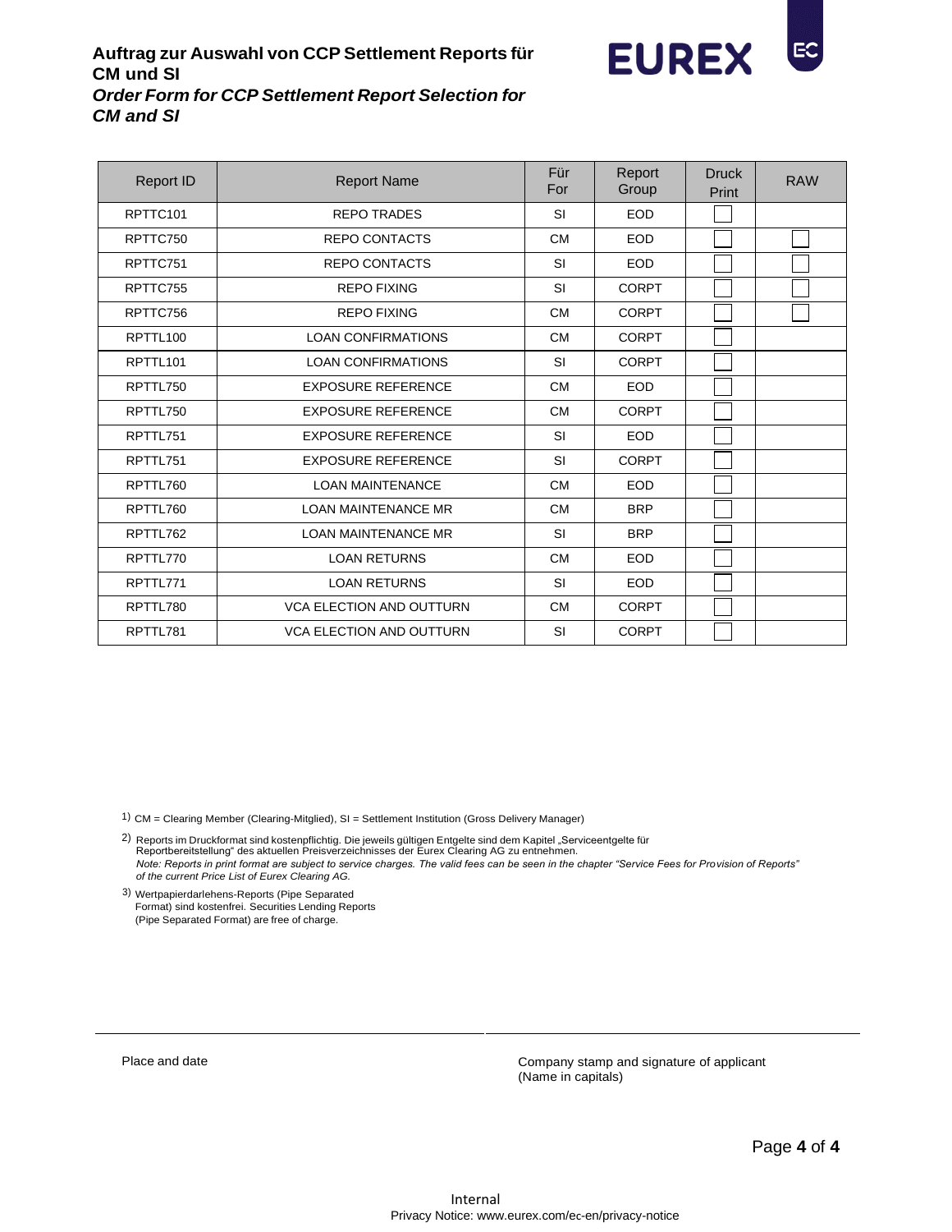**Auftrag zur Auswahl von CCP Settlement Reports für CM und SI**

***Order Form for CCP Settlement Report Selection for CM and SI***

| Report ID | Report Name | Für For | Report Group | Druck Print | RAW |
|---|---|---|---|---|---|
| RPTTC101 | REPO TRADES | SI | EOD | ☐ | |
| RPTTC750 | REPO CONTACTS | CM | EOD | ☐ | ☐ |
| RPTTC751 | REPO CONTACTS | SI | EOD | ☐ | ☐ |
| RPTTC755 | REPO FIXING | SI | CORPT | ☐ | ☐ |
| RPTTC756 | REPO FIXING | CM | CORPT | ☐ | ☐ |
| RPTTL100 | LOAN CONFIRMATIONS | CM | CORPT | ☐ | |
| RPTTL101 | LOAN CONFIRMATIONS | SI | CORPT | ☐ | |
| RPTTL750 | EXPOSURE REFERENCE | CM | EOD | ☐ | |
| RPTTL750 | EXPOSURE REFERENCE | CM | CORPT | ☐ | |
| RPTTL751 | EXPOSURE REFERENCE | SI | EOD | ☐ | |
| RPTTL751 | EXPOSURE REFERENCE | SI | CORPT | ☐ | |
| RPTTL760 | LOAN MAINTENANCE | CM | EOD | ☐ | |
| RPTTL760 | LOAN MAINTENANCE MR | CM | BRP | ☐ | |
| RPTTL762 | LOAN MAINTENANCE MR | SI | BRP | ☐ | |
| RPTTL770 | LOAN RETURNS | CM | EOD | ☐ | |
| RPTTL771 | LOAN RETURNS | SI | EOD | ☐ | |
| RPTTL780 | VCA ELECTION AND OUTTURN | CM | CORPT | ☐ | |
| RPTTL781 | VCA ELECTION AND OUTTURN | SI | CORPT | ☐ | |

1) CM = Clearing Member (Clearing-Mitglied), SI = Settlement Institution (Gross Delivery Manager)

2) Reports im Druckformat sind kostenpflichtig. Die jeweils gültigen Entgelte sind dem Kapitel „Serviceentgelte für Reportbereitstellung" des aktuellen Preisverzeichnisses der Eurex Clearing AG zu entnehmen.
*Note: Reports in print format are subject to service charges. The valid fees can be seen in the chapter "Service Fees for Provision of Reports" of the current Price List of Eurex Clearing AG.*

3) Wertpapierdarlehens-Reports (Pipe Separated Format) sind kostenfrei. Securities Lending Reports (Pipe Separated Format) are free of charge.

Place and date

Company stamp and signature of applicant (Name in capitals)

Internal

Privacy Notice: www.eurex.com/ec-en/privacy-notice